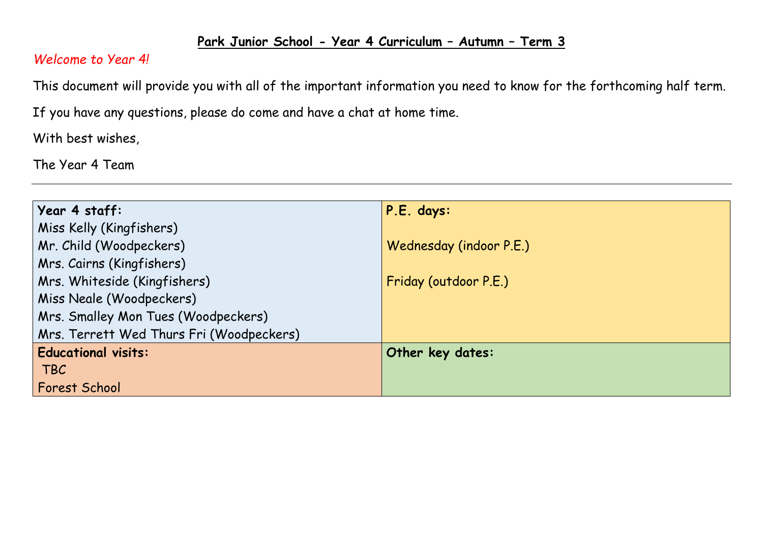# Park Junior School - Year 4 Curriculum – Autumn – Term 3

*Welcome to Year 4!*

This document will provide you with all of the important information you need to know for the forthcoming half term.

If you have any questions, please do come and have a chat at home time.

With best wishes,

The Year 4 Team

---

| **Year 4 staff:** | **P.E. days:** |
|---|---|
| Miss Kelly (Kingfishers)<br>Mr. Child (Woodpeckers)<br>Mrs. Cairns (Kingfishers)<br>Mrs. Whiteside (Kingfishers)<br>Miss Neale (Woodpeckers)<br>Mrs. Smalley Mon Tues (Woodpeckers)<br>Mrs. Terrett Wed Thurs Fri (Woodpeckers) | Wednesday (indoor P.E.)<br><br>Friday (outdoor P.E.) |
| **Educational visits:** | **Other key dates:** |
| TBC<br>Forest School | |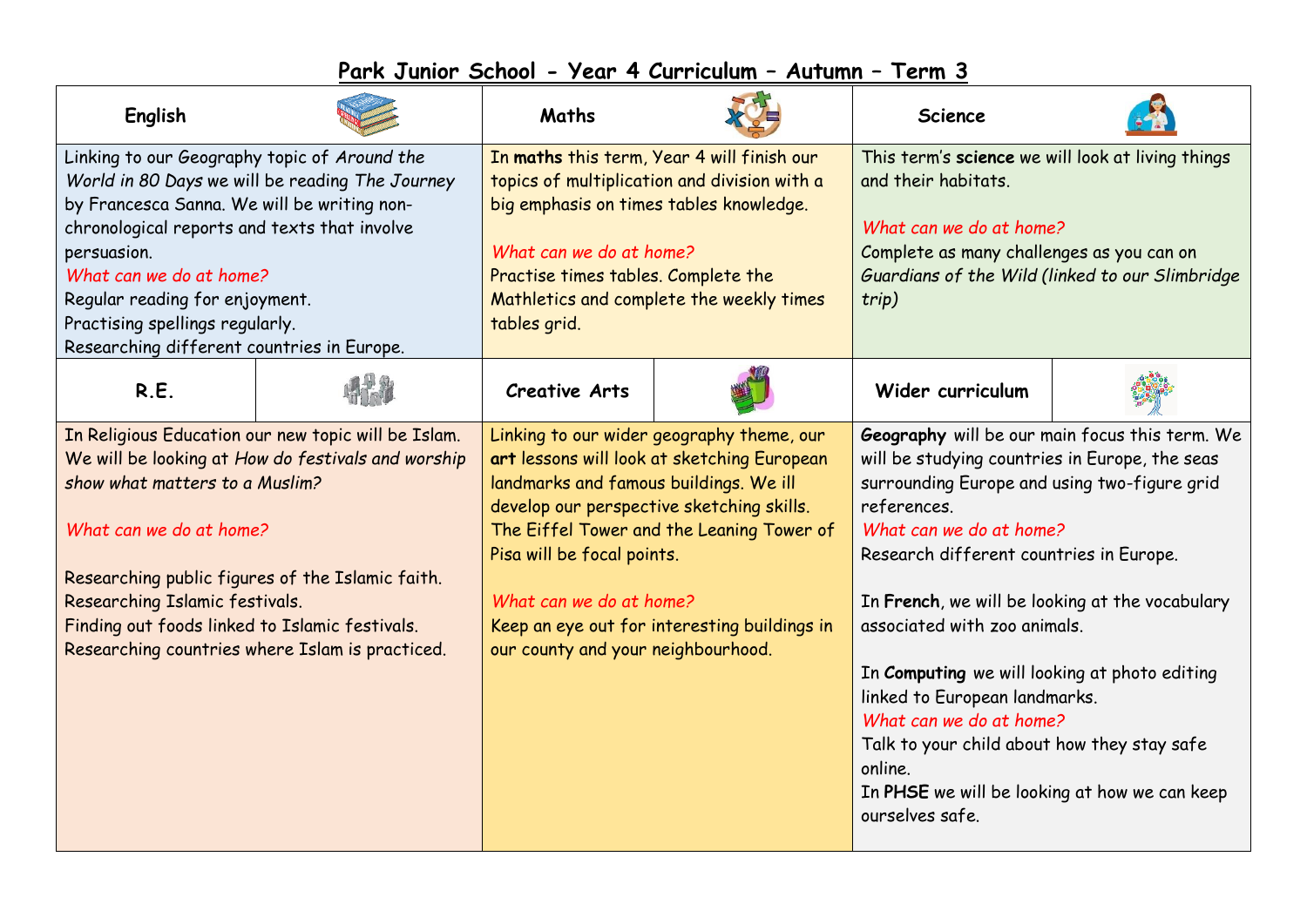# Park Junior School - Year 4 Curriculum – Autumn – Term 3

| English | Maths | Science |
|---|---|---|
| Linking to our Geography topic of *Around the World in 80 Days* we will be reading *The Journey* by Francesca Sanna. We will be writing non-chronological reports and texts that involve persuasion.<br>*What can we do at home?*<br>Regular reading for enjoyment.<br>Practising spellings regularly.<br>Researching different countries in Europe. | In **maths** this term, Year 4 will finish our topics of multiplication and division with a big emphasis on times tables knowledge.<br><br>*What can we do at home?*<br>Practise times tables. Complete the Mathletics and complete the weekly times tables grid. | This term's **science** we will look at living things and their habitats.<br><br>*What can we do at home?*<br>Complete as many challenges as you can on *Guardians of the Wild (linked to our Slimbridge trip)* |
| **R.E.** | **Creative Arts** | **Wider curriculum** |
| In Religious Education our new topic will be Islam. We will be looking at *How do festivals and worship show what matters to a Muslim?*<br><br>*What can we do at home?*<br><br>Researching public figures of the Islamic faith.<br>Researching Islamic festivals.<br>Finding out foods linked to Islamic festivals.<br>Researching countries where Islam is practiced. | Linking to our wider geography theme, our **art** lessons will look at sketching European landmarks and famous buildings. We ill develop our perspective sketching skills. The Eiffel Tower and the Leaning Tower of Pisa will be focal points.<br><br>*What can we do at home?*<br>Keep an eye out for interesting buildings in our county and your neighbourhood. | **Geography** will be our main focus this term. We will be studying countries in Europe, the seas surrounding Europe and using two-figure grid references.<br>*What can we do at home?*<br>Research different countries in Europe.<br><br>In **French**, we will be looking at the vocabulary associated with zoo animals.<br><br>In **Computing** we will looking at photo editing linked to European landmarks.<br>*What can we do at home?*<br>Talk to your child about how they stay safe online.<br>In **PHSE** we will be looking at how we can keep ourselves safe. |